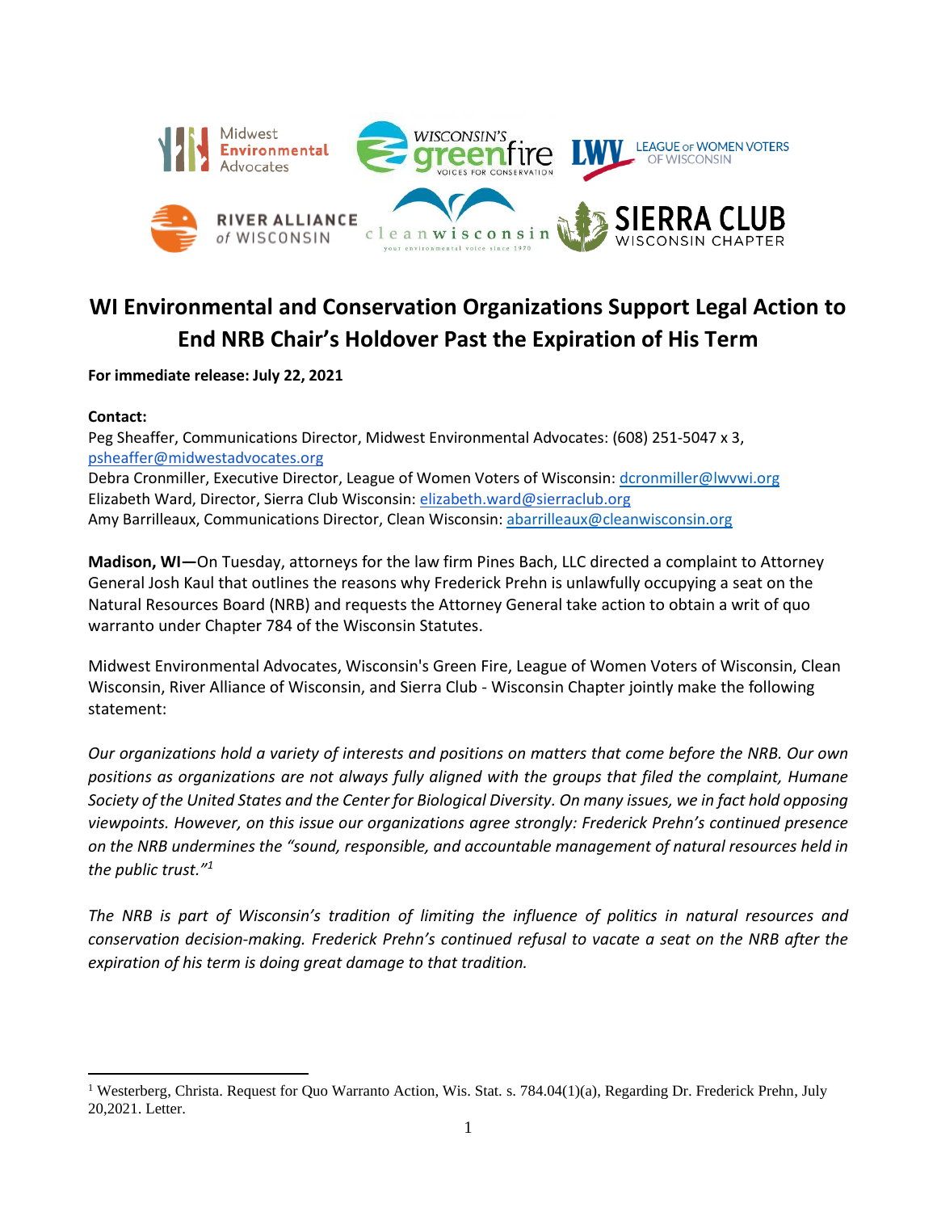# WI Environmental and Conservation Organizations Support Legal Action to End NRB Chair's Holdover Past the Expiration of His Term

**For immediate release: July 22, 2021**

**Contact:**
Peg Sheaffer, Communications Director, Midwest Environmental Advocates: (608) 251-5047 x 3, psheaffer@midwestadvocates.org
Debra Cronmiller, Executive Director, League of Women Voters of Wisconsin: dcronmiller@lwvwi.org
Elizabeth Ward, Director, Sierra Club Wisconsin: elizabeth.ward@sierraclub.org
Amy Barrilleaux, Communications Director, Clean Wisconsin: abarrilleaux@cleanwisconsin.org

**Madison, WI—**On Tuesday, attorneys for the law firm Pines Bach, LLC directed a complaint to Attorney General Josh Kaul that outlines the reasons why Frederick Prehn is unlawfully occupying a seat on the Natural Resources Board (NRB) and requests the Attorney General take action to obtain a writ of quo warranto under Chapter 784 of the Wisconsin Statutes.

Midwest Environmental Advocates, Wisconsin's Green Fire, League of Women Voters of Wisconsin, Clean Wisconsin, River Alliance of Wisconsin, and Sierra Club - Wisconsin Chapter jointly make the following statement:

*Our organizations hold a variety of interests and positions on matters that come before the NRB. Our own positions as organizations are not always fully aligned with the groups that filed the complaint, Humane Society of the United States and the Center for Biological Diversity. On many issues, we in fact hold opposing viewpoints. However, on this issue our organizations agree strongly: Frederick Prehn's continued presence on the NRB undermines the "sound, responsible, and accountable management of natural resources held in the public trust."*[1]

*The NRB is part of Wisconsin's tradition of limiting the influence of politics in natural resources and conservation decision-making. Frederick Prehn's continued refusal to vacate a seat on the NRB after the expiration of his term is doing great damage to that tradition.*

---

[1] Westerberg, Christa. Request for Quo Warranto Action, Wis. Stat. s. 784.04(1)(a), Regarding Dr. Frederick Prehn, July 20,2021. Letter.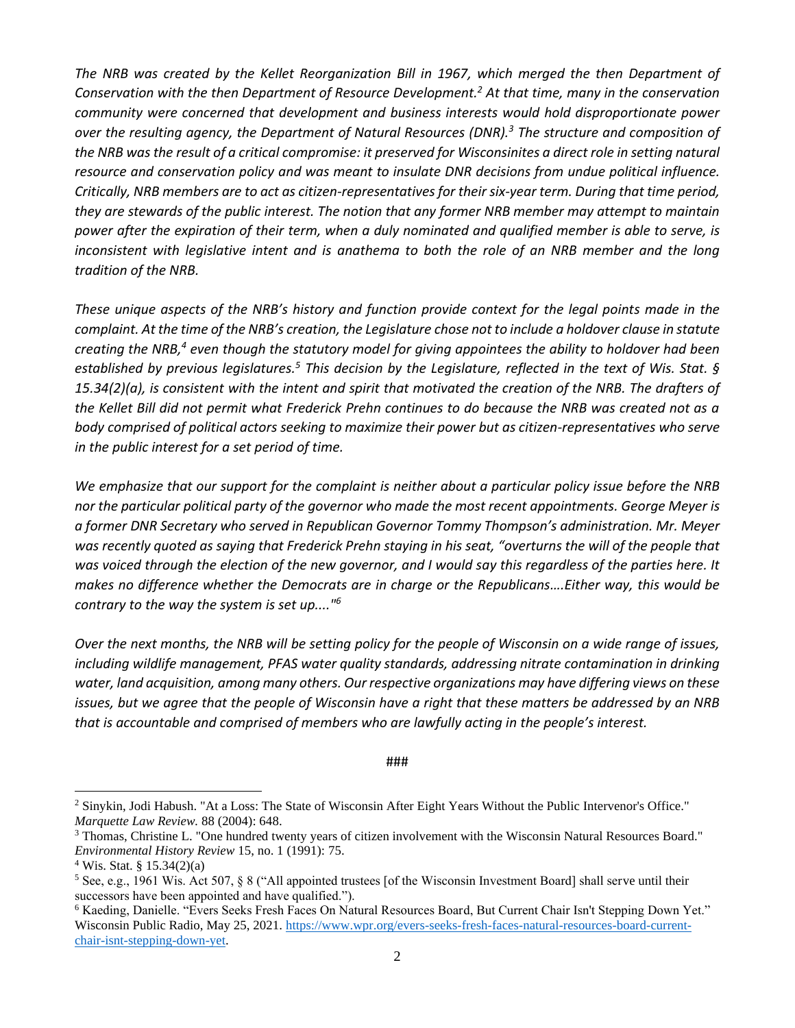*The NRB was created by the Kellet Reorganization Bill in 1967, which merged the then Department of Conservation with the then Department of Resource Development.[2] At that time, many in the conservation community were concerned that development and business interests would hold disproportionate power over the resulting agency, the Department of Natural Resources (DNR).[3] The structure and composition of the NRB was the result of a critical compromise: it preserved for Wisconsinites a direct role in setting natural resource and conservation policy and was meant to insulate DNR decisions from undue political influence. Critically, NRB members are to act as citizen-representatives for their six-year term. During that time period, they are stewards of the public interest. The notion that any former NRB member may attempt to maintain power after the expiration of their term, when a duly nominated and qualified member is able to serve, is inconsistent with legislative intent and is anathema to both the role of an NRB member and the long tradition of the NRB.*

*These unique aspects of the NRB's history and function provide context for the legal points made in the complaint. At the time of the NRB's creation, the Legislature chose not to include a holdover clause in statute creating the NRB,[4] even though the statutory model for giving appointees the ability to holdover had been established by previous legislatures.[5] This decision by the Legislature, reflected in the text of Wis. Stat. § 15.34(2)(a), is consistent with the intent and spirit that motivated the creation of the NRB. The drafters of the Kellet Bill did not permit what Frederick Prehn continues to do because the NRB was created not as a body comprised of political actors seeking to maximize their power but as citizen-representatives who serve in the public interest for a set period of time.*

*We emphasize that our support for the complaint is neither about a particular policy issue before the NRB nor the particular political party of the governor who made the most recent appointments. George Meyer is a former DNR Secretary who served in Republican Governor Tommy Thompson's administration. Mr. Meyer was recently quoted as saying that Frederick Prehn staying in his seat, "overturns the will of the people that was voiced through the election of the new governor, and I would say this regardless of the parties here. It makes no difference whether the Democrats are in charge or the Republicans….Either way, this would be contrary to the way the system is set up…."[6]*

*Over the next months, the NRB will be setting policy for the people of Wisconsin on a wide range of issues, including wildlife management, PFAS water quality standards, addressing nitrate contamination in drinking water, land acquisition, among many others. Our respective organizations may have differing views on these issues, but we agree that the people of Wisconsin have a right that these matters be addressed by an NRB that is accountable and comprised of members who are lawfully acting in the people's interest.*

###

---

[2] Sinykin, Jodi Habush. "At a Loss: The State of Wisconsin After Eight Years Without the Public Intervenor's Office." *Marquette Law Review.* 88 (2004): 648.

[3] Thomas, Christine L. "One hundred twenty years of citizen involvement with the Wisconsin Natural Resources Board." *Environmental History Review* 15, no. 1 (1991): 75.

[4] Wis. Stat. § 15.34(2)(a)

[5] See, e.g., 1961 Wis. Act 507, § 8 ("All appointed trustees [of the Wisconsin Investment Board] shall serve until their successors have been appointed and have qualified.").

[6] Kaeding, Danielle. "Evers Seeks Fresh Faces On Natural Resources Board, But Current Chair Isn't Stepping Down Yet." Wisconsin Public Radio, May 25, 2021. https://www.wpr.org/evers-seeks-fresh-faces-natural-resources-board-current-chair-isnt-stepping-down-yet.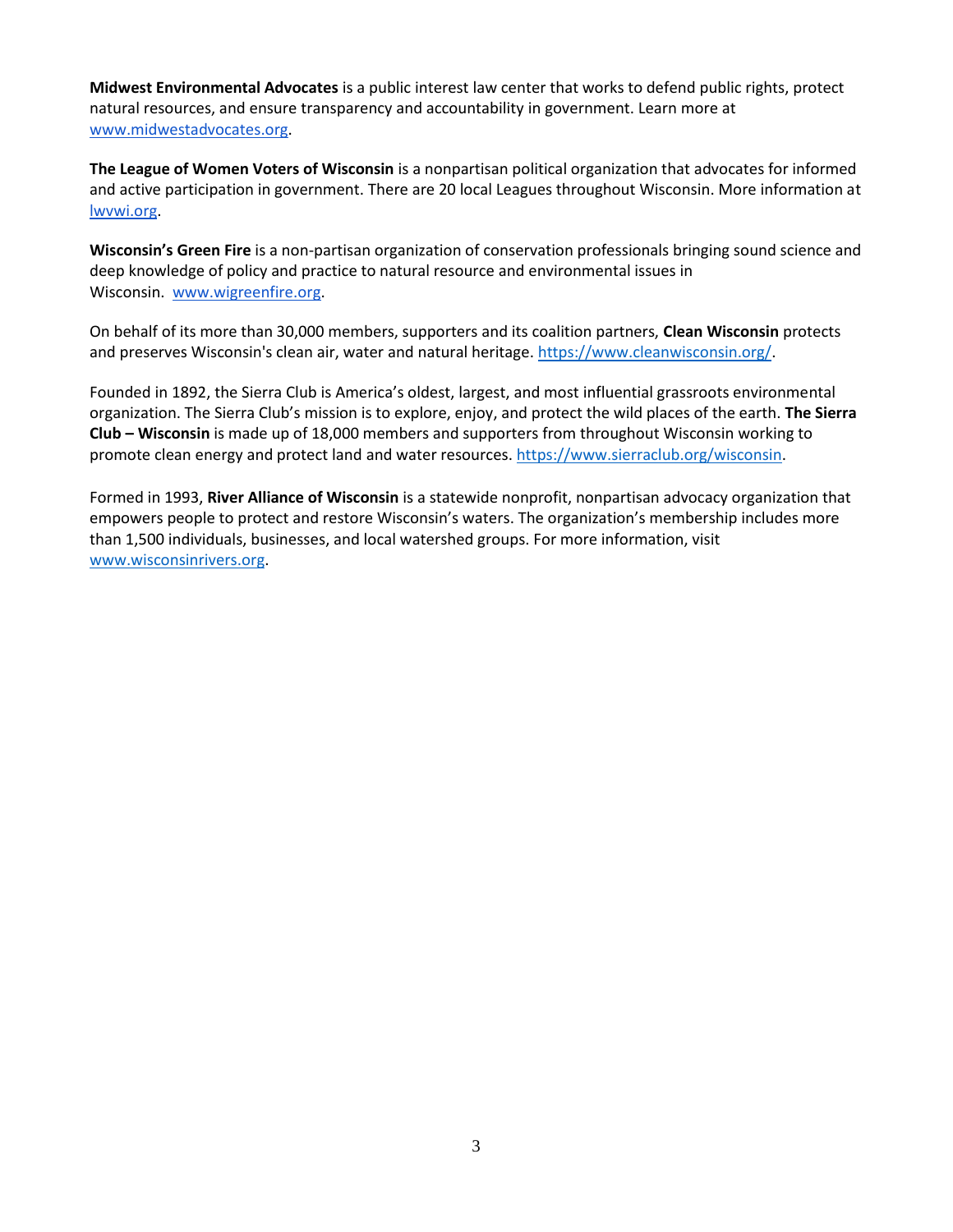**Midwest Environmental Advocates** is a public interest law center that works to defend public rights, protect natural resources, and ensure transparency and accountability in government. Learn more at [www.midwestadvocates.org](http://www.midwestadvocates.org).

**The League of Women Voters of Wisconsin** is a nonpartisan political organization that advocates for informed and active participation in government. There are 20 local Leagues throughout Wisconsin. More information at [lwvwi.org](http://lwvwi.org).

**Wisconsin's Green Fire** is a non-partisan organization of conservation professionals bringing sound science and deep knowledge of policy and practice to natural resource and environmental issues in Wisconsin. [www.wigreenfire.org](http://www.wigreenfire.org).

On behalf of its more than 30,000 members, supporters and its coalition partners, **Clean Wisconsin** protects and preserves Wisconsin's clean air, water and natural heritage. [https://www.cleanwisconsin.org/](https://www.cleanwisconsin.org/).

Founded in 1892, the Sierra Club is America's oldest, largest, and most influential grassroots environmental organization. The Sierra Club's mission is to explore, enjoy, and protect the wild places of the earth. **The Sierra Club – Wisconsin** is made up of 18,000 members and supporters from throughout Wisconsin working to promote clean energy and protect land and water resources. [https://www.sierraclub.org/wisconsin](https://www.sierraclub.org/wisconsin).

Formed in 1993, **River Alliance of Wisconsin** is a statewide nonprofit, nonpartisan advocacy organization that empowers people to protect and restore Wisconsin's waters. The organization's membership includes more than 1,500 individuals, businesses, and local watershed groups. For more information, visit [www.wisconsinrivers.org](http://www.wisconsinrivers.org).